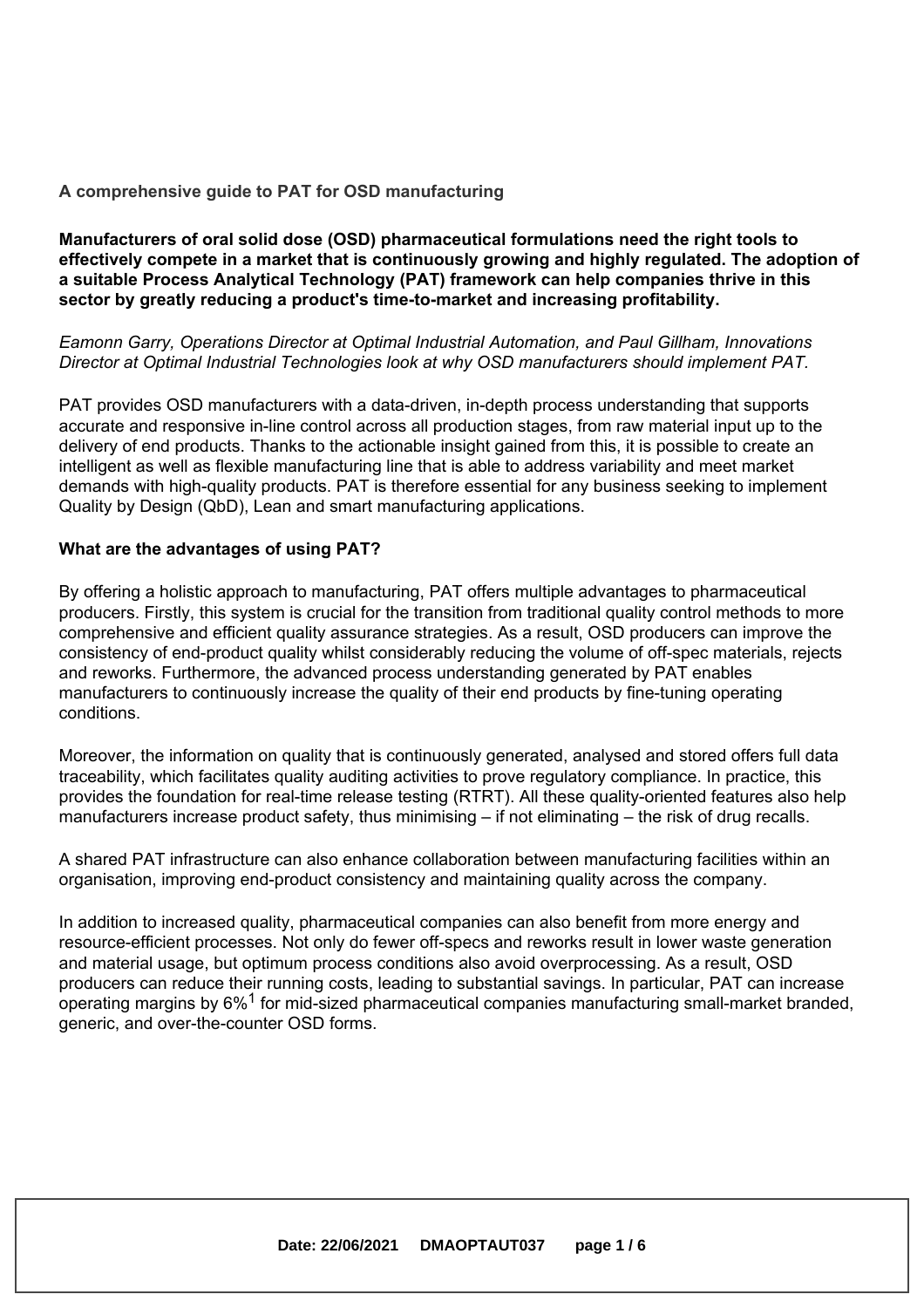## A comprehensive guide to PAT for OSD manufacturing

**Manufacturers of oral solid dose (OSD) pharmaceutical formulations need the right tools to effectively compete in a market that is continuously growing and highly regulated. The adoption of a suitable Process Analytical Technology (PAT) framework can help companies thrive in this sector by greatly reducing a product's time-to-market and increasing profitability.**

*Eamonn Garry, Operations Director at Optimal Industrial Automation, and Paul Gillham, Innovations Director at Optimal Industrial Technologies look at why OSD manufacturers should implement PAT.*

PAT provides OSD manufacturers with a data-driven, in-depth process understanding that supports accurate and responsive in-line control across all production stages, from raw material input up to the delivery of end products. Thanks to the actionable insight gained from this, it is possible to create an intelligent as well as flexible manufacturing line that is able to address variability and meet market demands with high-quality products. PAT is therefore essential for any business seeking to implement Quality by Design (QbD), Lean and smart manufacturing applications.

### What are the advantages of using PAT?

By offering a holistic approach to manufacturing, PAT offers multiple advantages to pharmaceutical producers. Firstly, this system is crucial for the transition from traditional quality control methods to more comprehensive and efficient quality assurance strategies. As a result, OSD producers can improve the consistency of end-product quality whilst considerably reducing the volume of off-spec materials, rejects and reworks. Furthermore, the advanced process understanding generated by PAT enables manufacturers to continuously increase the quality of their end products by fine-tuning operating conditions.

Moreover, the information on quality that is continuously generated, analysed and stored offers full data traceability, which facilitates quality auditing activities to prove regulatory compliance. In practice, this provides the foundation for real-time release testing (RTRT). All these quality-oriented features also help manufacturers increase product safety, thus minimising – if not eliminating – the risk of drug recalls.

A shared PAT infrastructure can also enhance collaboration between manufacturing facilities within an organisation, improving end-product consistency and maintaining quality across the company.

In addition to increased quality, pharmaceutical companies can also benefit from more energy and resource-efficient processes. Not only do fewer off-specs and reworks result in lower waste generation and material usage, but optimum process conditions also avoid overprocessing. As a result, OSD producers can reduce their running costs, leading to substantial savings. In particular, PAT can increase operating margins by 6%[1] for mid-sized pharmaceutical companies manufacturing small-market branded, generic, and over-the-counter OSD forms.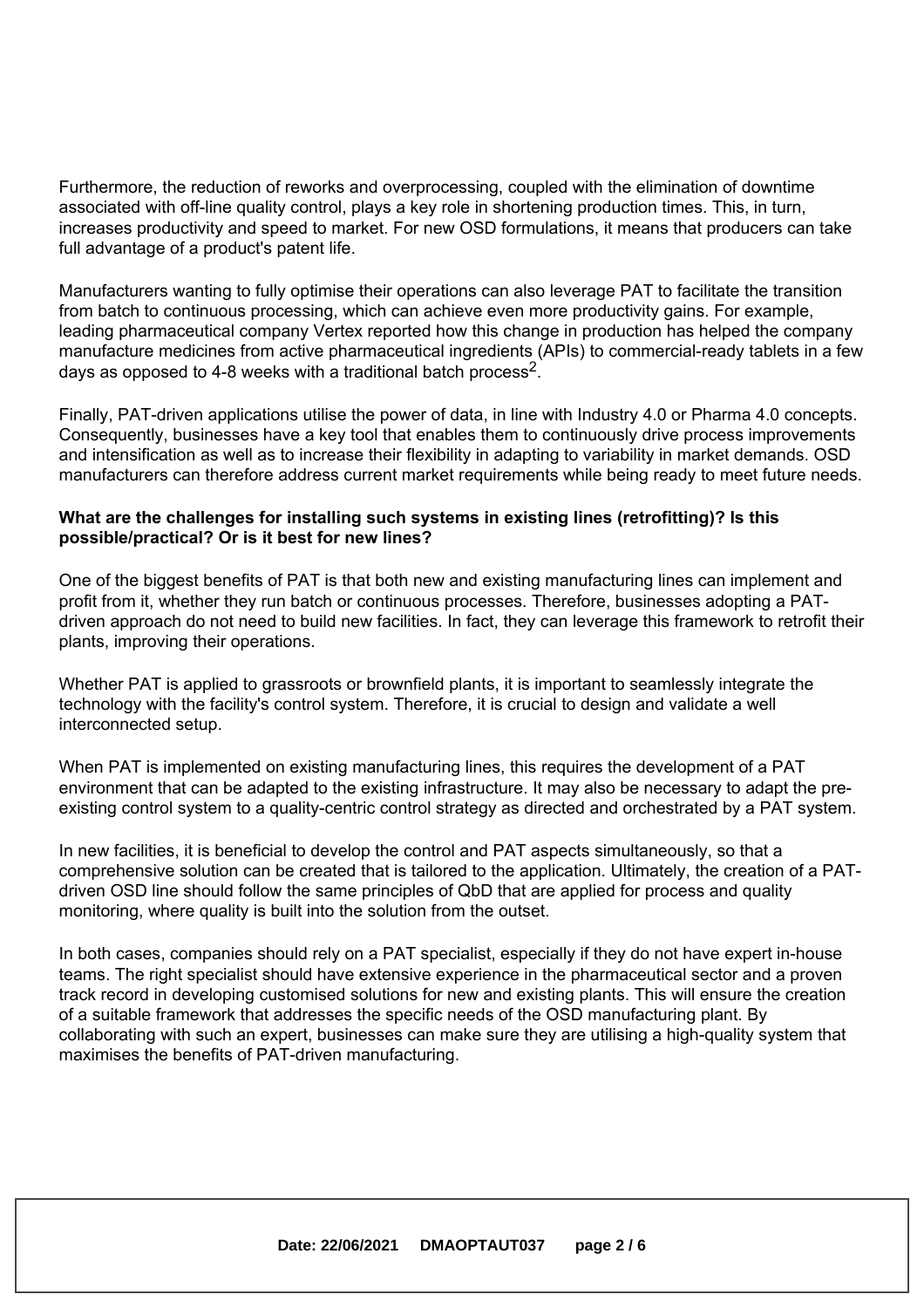Furthermore, the reduction of reworks and overprocessing, coupled with the elimination of downtime associated with off-line quality control, plays a key role in shortening production times. This, in turn, increases productivity and speed to market. For new OSD formulations, it means that producers can take full advantage of a product's patent life.

Manufacturers wanting to fully optimise their operations can also leverage PAT to facilitate the transition from batch to continuous processing, which can achieve even more productivity gains. For example, leading pharmaceutical company Vertex reported how this change in production has helped the company manufacture medicines from active pharmaceutical ingredients (APIs) to commercial-ready tablets in a few days as opposed to 4-8 weeks with a traditional batch process[2].

Finally, PAT-driven applications utilise the power of data, in line with Industry 4.0 or Pharma 4.0 concepts. Consequently, businesses have a key tool that enables them to continuously drive process improvements and intensification as well as to increase their flexibility in adapting to variability in market demands. OSD manufacturers can therefore address current market requirements while being ready to meet future needs.

**What are the challenges for installing such systems in existing lines (retrofitting)? Is this possible/practical? Or is it best for new lines?**

One of the biggest benefits of PAT is that both new and existing manufacturing lines can implement and profit from it, whether they run batch or continuous processes. Therefore, businesses adopting a PAT-driven approach do not need to build new facilities. In fact, they can leverage this framework to retrofit their plants, improving their operations.

Whether PAT is applied to grassroots or brownfield plants, it is important to seamlessly integrate the technology with the facility's control system. Therefore, it is crucial to design and validate a well interconnected setup.

When PAT is implemented on existing manufacturing lines, this requires the development of a PAT environment that can be adapted to the existing infrastructure. It may also be necessary to adapt the pre-existing control system to a quality-centric control strategy as directed and orchestrated by a PAT system.

In new facilities, it is beneficial to develop the control and PAT aspects simultaneously, so that a comprehensive solution can be created that is tailored to the application. Ultimately, the creation of a PAT-driven OSD line should follow the same principles of QbD that are applied for process and quality monitoring, where quality is built into the solution from the outset.

In both cases, companies should rely on a PAT specialist, especially if they do not have expert in-house teams. The right specialist should have extensive experience in the pharmaceutical sector and a proven track record in developing customised solutions for new and existing plants. This will ensure the creation of a suitable framework that addresses the specific needs of the OSD manufacturing plant. By collaborating with such an expert, businesses can make sure they are utilising a high-quality system that maximises the benefits of PAT-driven manufacturing.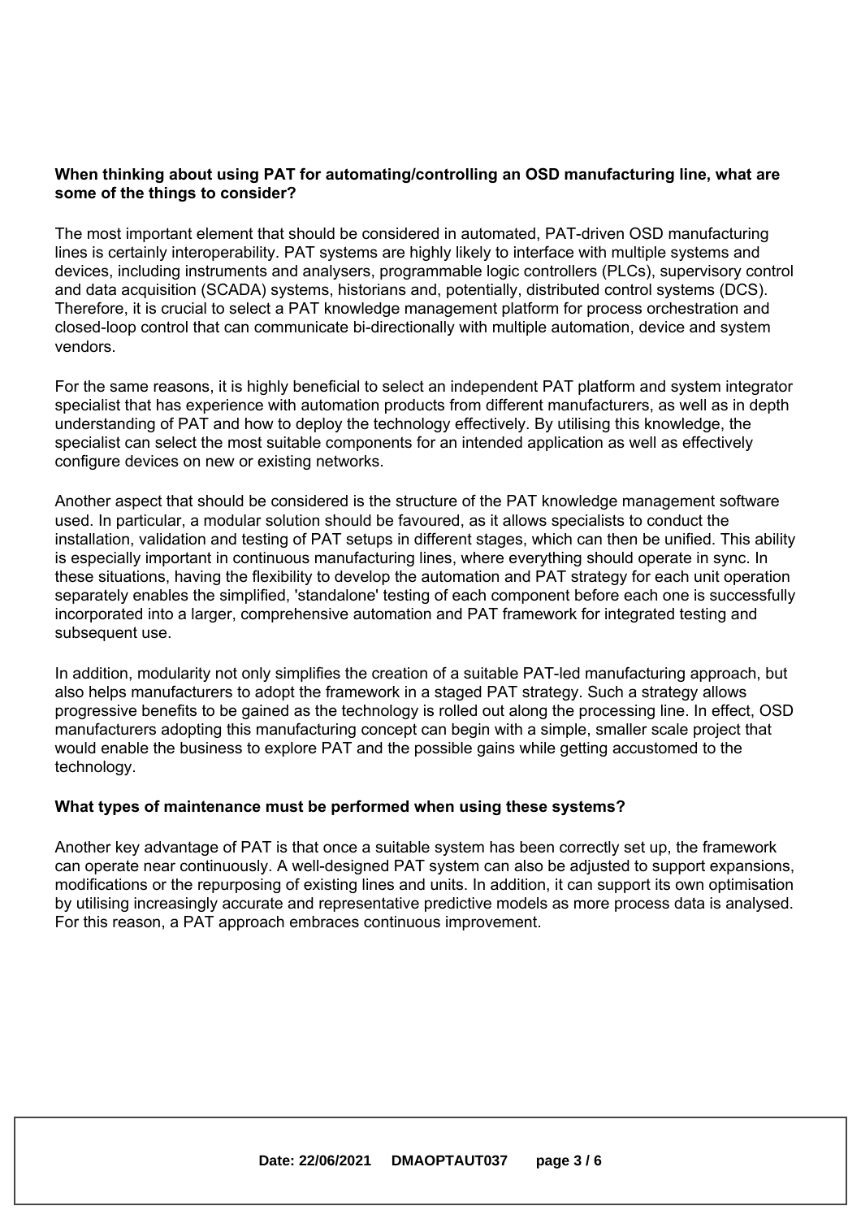**When thinking about using PAT for automating/controlling an OSD manufacturing line, what are some of the things to consider?**

The most important element that should be considered in automated, PAT-driven OSD manufacturing lines is certainly interoperability. PAT systems are highly likely to interface with multiple systems and devices, including instruments and analysers, programmable logic controllers (PLCs), supervisory control and data acquisition (SCADA) systems, historians and, potentially, distributed control systems (DCS). Therefore, it is crucial to select a PAT knowledge management platform for process orchestration and closed-loop control that can communicate bi-directionally with multiple automation, device and system vendors.

For the same reasons, it is highly beneficial to select an independent PAT platform and system integrator specialist that has experience with automation products from different manufacturers, as well as in depth understanding of PAT and how to deploy the technology effectively. By utilising this knowledge, the specialist can select the most suitable components for an intended application as well as effectively configure devices on new or existing networks.

Another aspect that should be considered is the structure of the PAT knowledge management software used. In particular, a modular solution should be favoured, as it allows specialists to conduct the installation, validation and testing of PAT setups in different stages, which can then be unified. This ability is especially important in continuous manufacturing lines, where everything should operate in sync. In these situations, having the flexibility to develop the automation and PAT strategy for each unit operation separately enables the simplified, 'standalone' testing of each component before each one is successfully incorporated into a larger, comprehensive automation and PAT framework for integrated testing and subsequent use.

In addition, modularity not only simplifies the creation of a suitable PAT-led manufacturing approach, but also helps manufacturers to adopt the framework in a staged PAT strategy. Such a strategy allows progressive benefits to be gained as the technology is rolled out along the processing line. In effect, OSD manufacturers adopting this manufacturing concept can begin with a simple, smaller scale project that would enable the business to explore PAT and the possible gains while getting accustomed to the technology.

**What types of maintenance must be performed when using these systems?**

Another key advantage of PAT is that once a suitable system has been correctly set up, the framework can operate near continuously. A well-designed PAT system can also be adjusted to support expansions, modifications or the repurposing of existing lines and units. In addition, it can support its own optimisation by utilising increasingly accurate and representative predictive models as more process data is analysed. For this reason, a PAT approach embraces continuous improvement.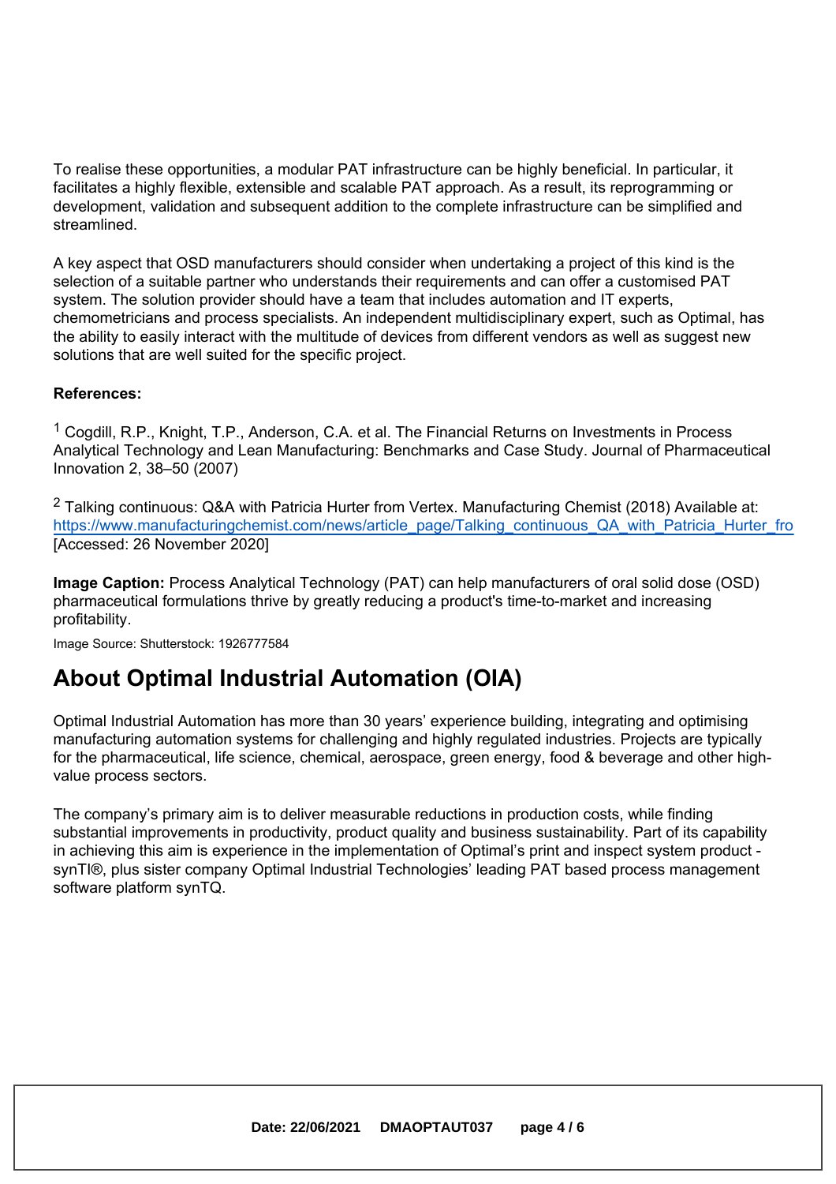To realise these opportunities, a modular PAT infrastructure can be highly beneficial. In particular, it facilitates a highly flexible, extensible and scalable PAT approach. As a result, its reprogramming or development, validation and subsequent addition to the complete infrastructure can be simplified and streamlined.

A key aspect that OSD manufacturers should consider when undertaking a project of this kind is the selection of a suitable partner who understands their requirements and can offer a customised PAT system. The solution provider should have a team that includes automation and IT experts, chemometricians and process specialists. An independent multidisciplinary expert, such as Optimal, has the ability to easily interact with the multitude of devices from different vendors as well as suggest new solutions that are well suited for the specific project.

**References:**

[1] Cogdill, R.P., Knight, T.P., Anderson, C.A. et al. The Financial Returns on Investments in Process Analytical Technology and Lean Manufacturing: Benchmarks and Case Study. Journal of Pharmaceutical Innovation 2, 38–50 (2007)

[2] Talking continuous: Q&A with Patricia Hurter from Vertex. Manufacturing Chemist (2018) Available at: https://www.manufacturingchemist.com/news/article_page/Talking_continuous_QA_with_Patricia_Hurter_fro [Accessed: 26 November 2020]

**Image Caption:** Process Analytical Technology (PAT) can help manufacturers of oral solid dose (OSD) pharmaceutical formulations thrive by greatly reducing a product's time-to-market and increasing profitability.

Image Source: Shutterstock: 1926777584

## About Optimal Industrial Automation (OIA)

Optimal Industrial Automation has more than 30 years' experience building, integrating and optimising manufacturing automation systems for challenging and highly regulated industries. Projects are typically for the pharmaceutical, life science, chemical, aerospace, green energy, food & beverage and other high-value process sectors.

The company's primary aim is to deliver measurable reductions in production costs, while finding substantial improvements in productivity, product quality and business sustainability. Part of its capability in achieving this aim is experience in the implementation of Optimal's print and inspect system product - synTI®, plus sister company Optimal Industrial Technologies' leading PAT based process management software platform synTQ.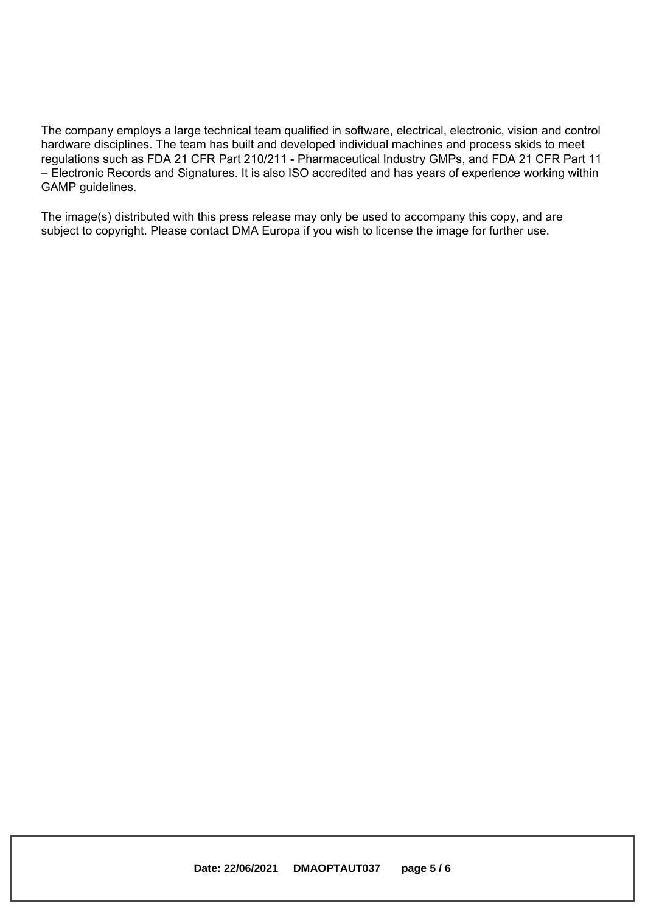The company employs a large technical team qualified in software, electrical, electronic, vision and control hardware disciplines. The team has built and developed individual machines and process skids to meet regulations such as FDA 21 CFR Part 210/211 - Pharmaceutical Industry GMPs, and FDA 21 CFR Part 11 – Electronic Records and Signatures. It is also ISO accredited and has years of experience working within GAMP guidelines.

The image(s) distributed with this press release may only be used to accompany this copy, and are subject to copyright. Please contact DMA Europa if you wish to license the image for further use.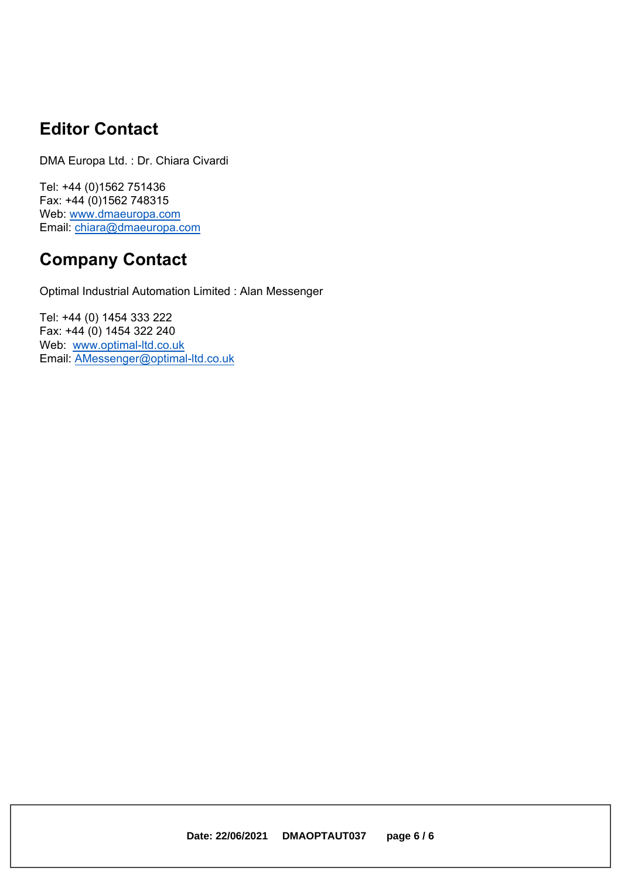## Editor Contact

DMA Europa Ltd. : Dr. Chiara Civardi

Tel: +44 (0)1562 751436
Fax: +44 (0)1562 748315
Web: www.dmaeuropa.com
Email: chiara@dmaeuropa.com

## Company Contact

Optimal Industrial Automation Limited : Alan Messenger

Tel: +44 (0) 1454 333 222
Fax: +44 (0) 1454 322 240
Web: www.optimal-ltd.co.uk
Email: AMessenger@optimal-ltd.co.uk

**Date: 22/06/2021 DMAOPTAUT037**